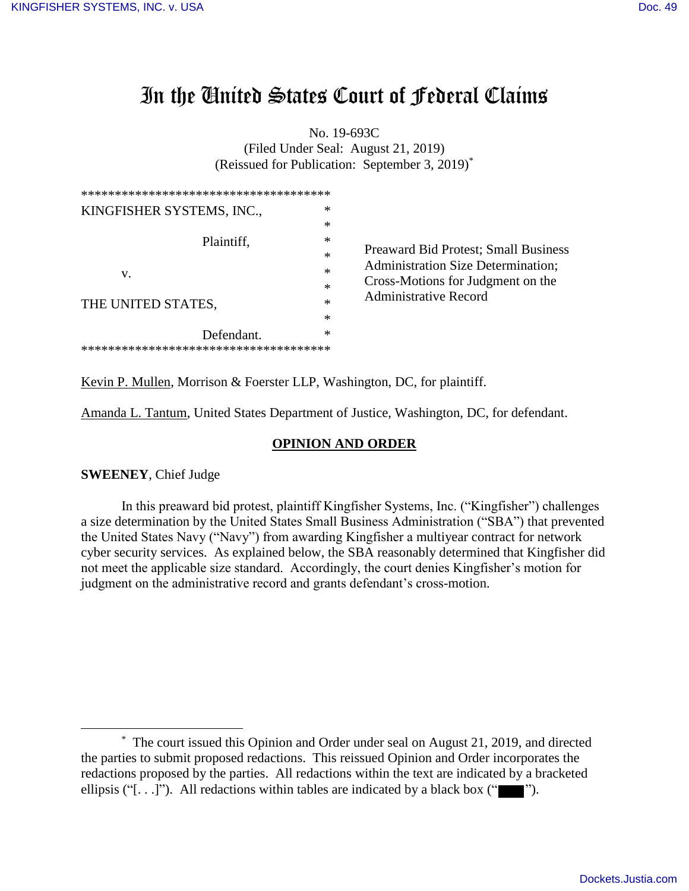# In the United States Court of Federal Claims

No. 19-693C
(Filed Under Seal: August 21, 2019)
(Reissued for Publication: September 3, 2019)*

| | |
|---|---|
| KINGFISHER SYSTEMS, INC., Plaintiff, v. THE UNITED STATES, Defendant. | Preaward Bid Protest; Small Business Administration Size Determination; Cross-Motions for Judgment on the Administrative Record |

Kevin P. Mullen, Morrison & Foerster LLP, Washington, DC, for plaintiff.

Amanda L. Tantum, United States Department of Justice, Washington, DC, for defendant.

**OPINION AND ORDER**

**SWEENEY**, Chief Judge

In this preaward bid protest, plaintiff Kingfisher Systems, Inc. ("Kingfisher") challenges a size determination by the United States Small Business Administration ("SBA") that prevented the United States Navy ("Navy") from awarding Kingfisher a multiyear contract for network cyber security services. As explained below, the SBA reasonably determined that Kingfisher did not meet the applicable size standard. Accordingly, the court denies Kingfisher's motion for judgment on the administrative record and grants defendant's cross-motion.

---

\* The court issued this Opinion and Order under seal on August 21, 2019, and directed the parties to submit proposed redactions. This reissued Opinion and Order incorporates the redactions proposed by the parties. All redactions within the text are indicated by a bracketed ellipsis ("[. . .]"). All redactions within tables are indicated by a black box ("█").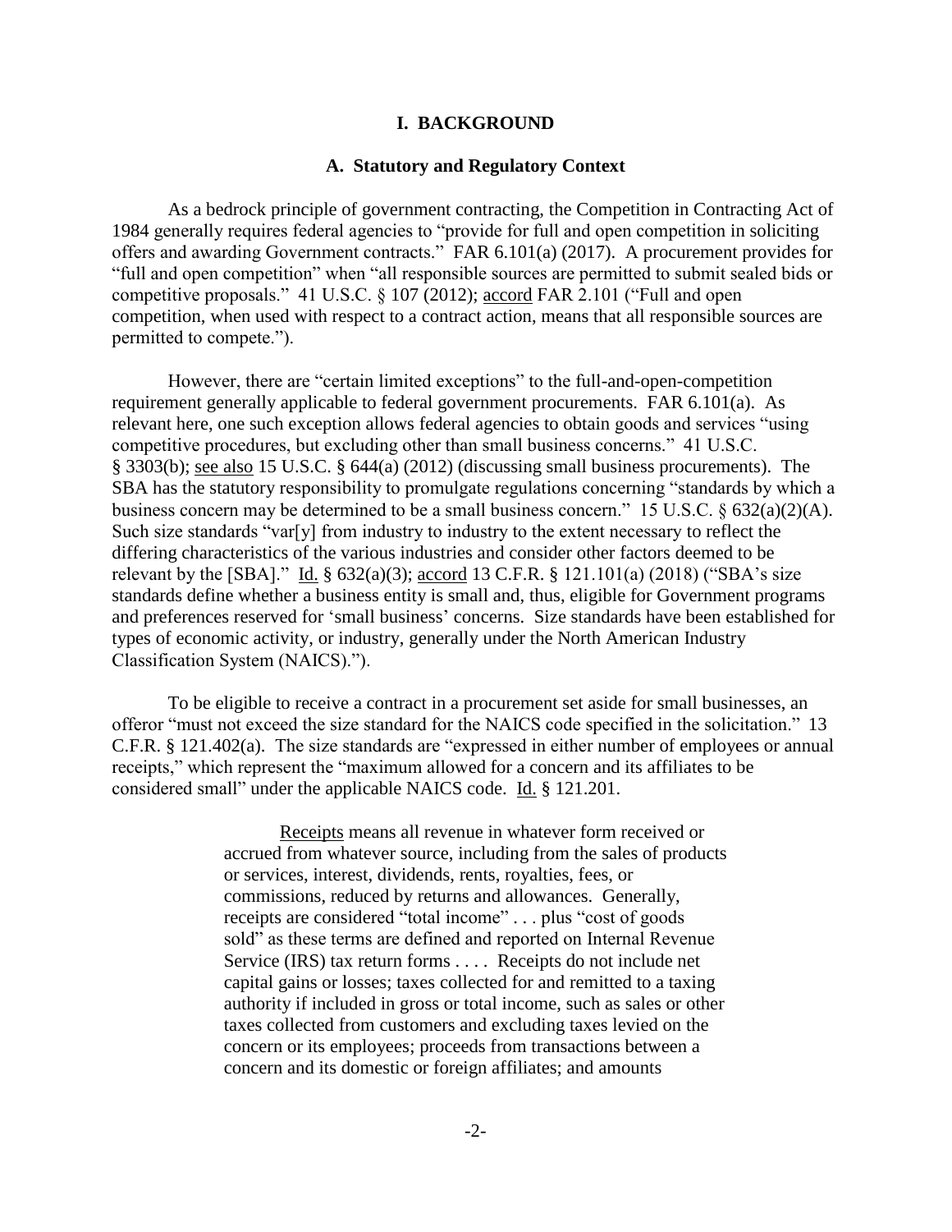# I. BACKGROUND

## A. Statutory and Regulatory Context

As a bedrock principle of government contracting, the Competition in Contracting Act of 1984 generally requires federal agencies to "provide for full and open competition in soliciting offers and awarding Government contracts." FAR 6.101(a) (2017). A procurement provides for "full and open competition" when "all responsible sources are permitted to submit sealed bids or competitive proposals." 41 U.S.C. § 107 (2012); accord FAR 2.101 ("Full and open competition, when used with respect to a contract action, means that all responsible sources are permitted to compete.").

However, there are "certain limited exceptions" to the full-and-open-competition requirement generally applicable to federal government procurements. FAR 6.101(a). As relevant here, one such exception allows federal agencies to obtain goods and services "using competitive procedures, but excluding other than small business concerns." 41 U.S.C. § 3303(b); see also 15 U.S.C. § 644(a) (2012) (discussing small business procurements). The SBA has the statutory responsibility to promulgate regulations concerning "standards by which a business concern may be determined to be a small business concern." 15 U.S.C. § 632(a)(2)(A). Such size standards "var[y] from industry to industry to the extent necessary to reflect the differing characteristics of the various industries and consider other factors deemed to be relevant by the [SBA]." Id. § 632(a)(3); accord 13 C.F.R. § 121.101(a) (2018) ("SBA's size standards define whether a business entity is small and, thus, eligible for Government programs and preferences reserved for 'small business' concerns. Size standards have been established for types of economic activity, or industry, generally under the North American Industry Classification System (NAICS).").

To be eligible to receive a contract in a procurement set aside for small businesses, an offeror "must not exceed the size standard for the NAICS code specified in the solicitation." 13 C.F.R. § 121.402(a). The size standards are "expressed in either number of employees or annual receipts," which represent the "maximum allowed for a concern and its affiliates to be considered small" under the applicable NAICS code. Id. § 121.201.

> Receipts means all revenue in whatever form received or accrued from whatever source, including from the sales of products or services, interest, dividends, rents, royalties, fees, or commissions, reduced by returns and allowances. Generally, receipts are considered "total income" . . . plus "cost of goods sold" as these terms are defined and reported on Internal Revenue Service (IRS) tax return forms . . . . Receipts do not include net capital gains or losses; taxes collected for and remitted to a taxing authority if included in gross or total income, such as sales or other taxes collected from customers and excluding taxes levied on the concern or its employees; proceeds from transactions between a concern and its domestic or foreign affiliates; and amounts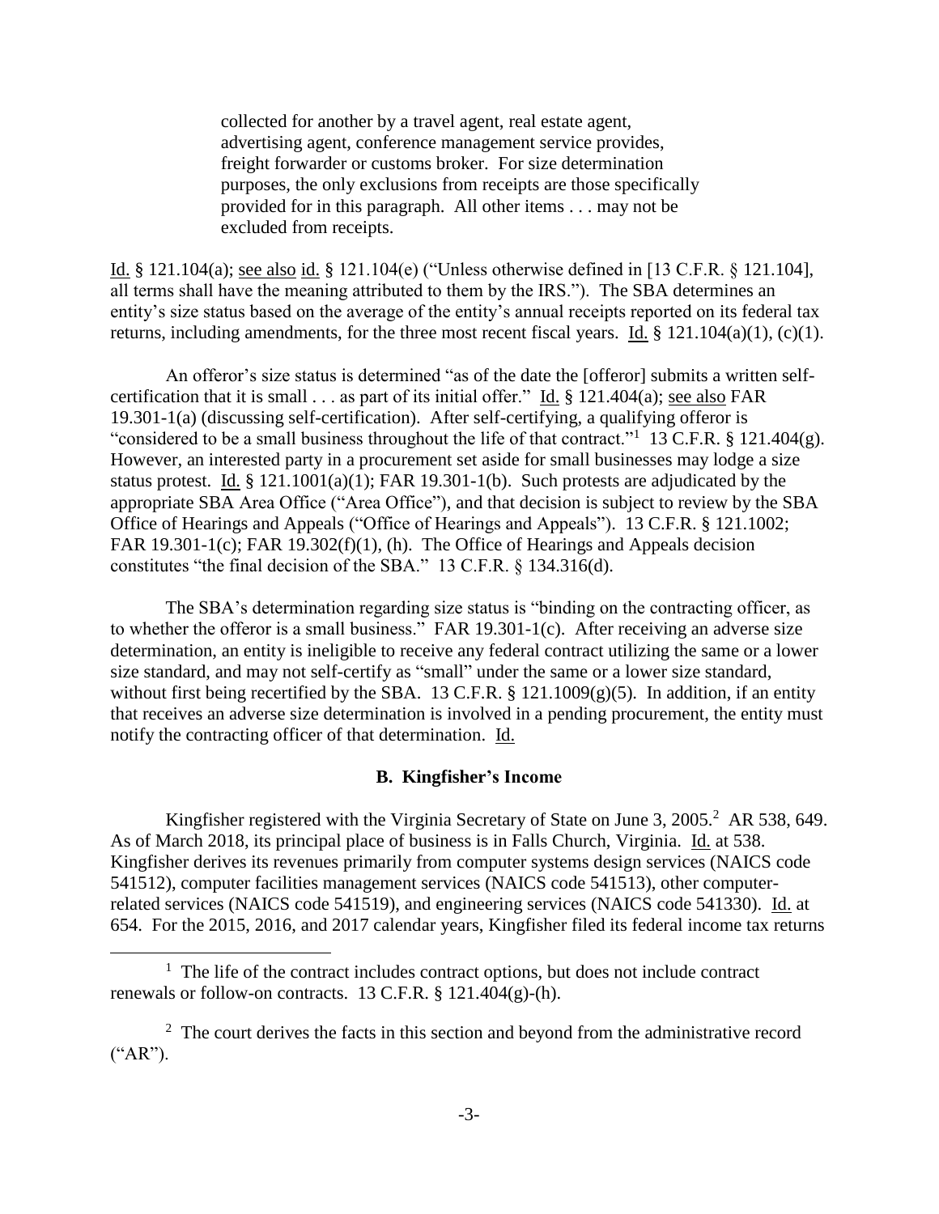> collected for another by a travel agent, real estate agent, advertising agent, conference management service provides, freight forwarder or customs broker. For size determination purposes, the only exclusions from receipts are those specifically provided for in this paragraph. All other items . . . may not be excluded from receipts.

Id. § 121.104(a); see also id. § 121.104(e) ("Unless otherwise defined in [13 C.F.R. § 121.104], all terms shall have the meaning attributed to them by the IRS."). The SBA determines an entity's size status based on the average of the entity's annual receipts reported on its federal tax returns, including amendments, for the three most recent fiscal years. Id. § 121.104(a)(1), (c)(1).

An offeror's size status is determined "as of the date the [offeror] submits a written self-certification that it is small . . . as part of its initial offer." Id. § 121.404(a); see also FAR 19.301-1(a) (discussing self-certification). After self-certifying, a qualifying offeror is "considered to be a small business throughout the life of that contract."[1] 13 C.F.R. § 121.404(g). However, an interested party in a procurement set aside for small businesses may lodge a size status protest. Id. § 121.1001(a)(1); FAR 19.301-1(b). Such protests are adjudicated by the appropriate SBA Area Office ("Area Office"), and that decision is subject to review by the SBA Office of Hearings and Appeals ("Office of Hearings and Appeals"). 13 C.F.R. § 121.1002; FAR 19.301-1(c); FAR 19.302(f)(1), (h). The Office of Hearings and Appeals decision constitutes "the final decision of the SBA." 13 C.F.R. § 134.316(d).

The SBA's determination regarding size status is "binding on the contracting officer, as to whether the offeror is a small business." FAR 19.301-1(c). After receiving an adverse size determination, an entity is ineligible to receive any federal contract utilizing the same or a lower size standard, and may not self-certify as "small" under the same or a lower size standard, without first being recertified by the SBA. 13 C.F.R. § 121.1009(g)(5). In addition, if an entity that receives an adverse size determination is involved in a pending procurement, the entity must notify the contracting officer of that determination. Id.

### B. Kingfisher's Income

Kingfisher registered with the Virginia Secretary of State on June 3, 2005.[2] AR 538, 649. As of March 2018, its principal place of business is in Falls Church, Virginia. Id. at 538. Kingfisher derives its revenues primarily from computer systems design services (NAICS code 541512), computer facilities management services (NAICS code 541513), other computer-related services (NAICS code 541519), and engineering services (NAICS code 541330). Id. at 654. For the 2015, 2016, and 2017 calendar years, Kingfisher filed its federal income tax returns

---

[1] The life of the contract includes contract options, but does not include contract renewals or follow-on contracts. 13 C.F.R. § 121.404(g)-(h).

[2] The court derives the facts in this section and beyond from the administrative record ("AR").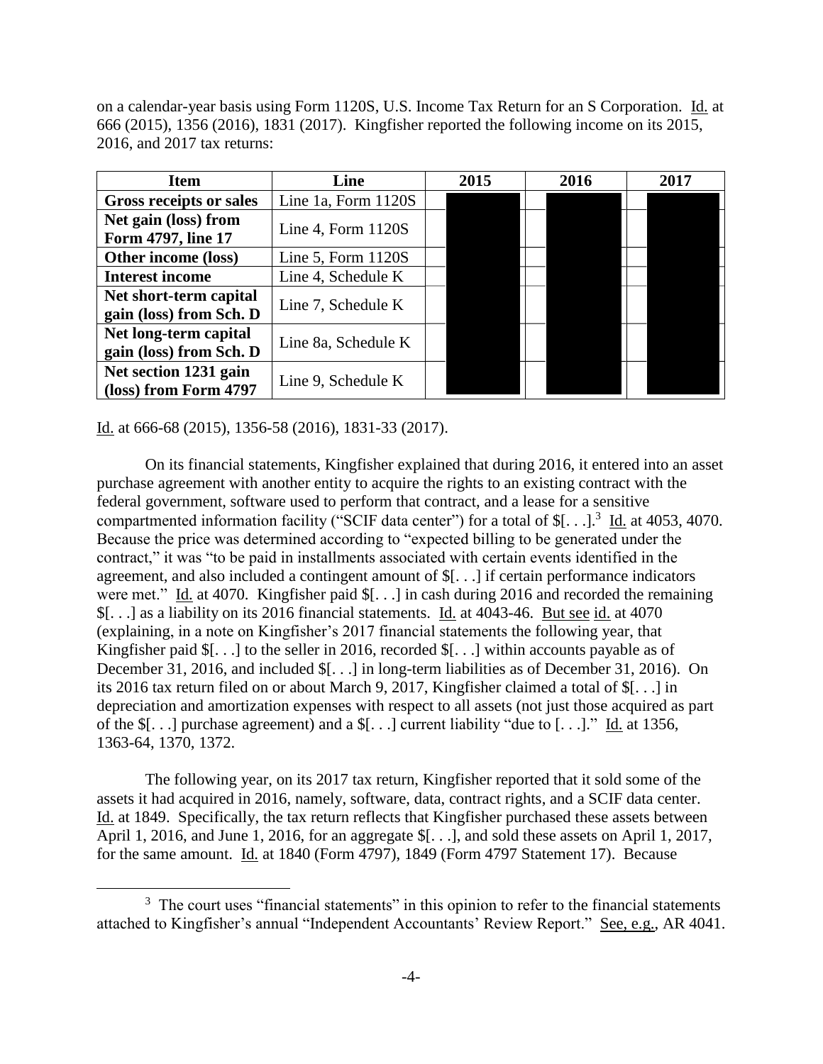on a calendar-year basis using Form 1120S, U.S. Income Tax Return for an S Corporation. Id. at 666 (2015), 1356 (2016), 1831 (2017). Kingfisher reported the following income on its 2015, 2016, and 2017 tax returns:

| Item | Line | 2015 | 2016 | 2017 |
|---|---|---|---|---|
| **Gross receipts or sales** | Line 1a, Form 1120S | | | |
| **Net gain (loss) from Form 4797, line 17** | Line 4, Form 1120S | | | |
| **Other income (loss)** | Line 5, Form 1120S | | | |
| **Interest income** | Line 4, Schedule K | | | |
| **Net short-term capital gain (loss) from Sch. D** | Line 7, Schedule K | | | |
| **Net long-term capital gain (loss) from Sch. D** | Line 8a, Schedule K | | | |
| **Net section 1231 gain (loss) from Form 4797** | Line 9, Schedule K | | | |

Id. at 666-68 (2015), 1356-58 (2016), 1831-33 (2017).

On its financial statements, Kingfisher explained that during 2016, it entered into an asset purchase agreement with another entity to acquire the rights to an existing contract with the federal government, software used to perform that contract, and a lease for a sensitive compartmented information facility ("SCIF data center") for a total of $[. . .].[3] Id. at 4053, 4070. Because the price was determined according to "expected billing to be generated under the contract," it was "to be paid in installments associated with certain events identified in the agreement, and also included a contingent amount of $[. . .] if certain performance indicators were met." Id. at 4070. Kingfisher paid $[. . .] in cash during 2016 and recorded the remaining $[. . .] as a liability on its 2016 financial statements. Id. at 4043-46. But see id. at 4070 (explaining, in a note on Kingfisher's 2017 financial statements the following year, that Kingfisher paid $[. . .] to the seller in 2016, recorded $[. . .] within accounts payable as of December 31, 2016, and included $[. . .] in long-term liabilities as of December 31, 2016). On its 2016 tax return filed on or about March 9, 2017, Kingfisher claimed a total of $[. . .] in depreciation and amortization expenses with respect to all assets (not just those acquired as part of the $[. . .] purchase agreement) and a $[. . .] current liability "due to [. . .]." Id. at 1356, 1363-64, 1370, 1372.

The following year, on its 2017 tax return, Kingfisher reported that it sold some of the assets it had acquired in 2016, namely, software, data, contract rights, and a SCIF data center. Id. at 1849. Specifically, the tax return reflects that Kingfisher purchased these assets between April 1, 2016, and June 1, 2016, for an aggregate $[. . .], and sold these assets on April 1, 2017, for the same amount. Id. at 1840 (Form 4797), 1849 (Form 4797 Statement 17). Because

[3] The court uses "financial statements" in this opinion to refer to the financial statements attached to Kingfisher's annual "Independent Accountants' Review Report." See, e.g., AR 4041.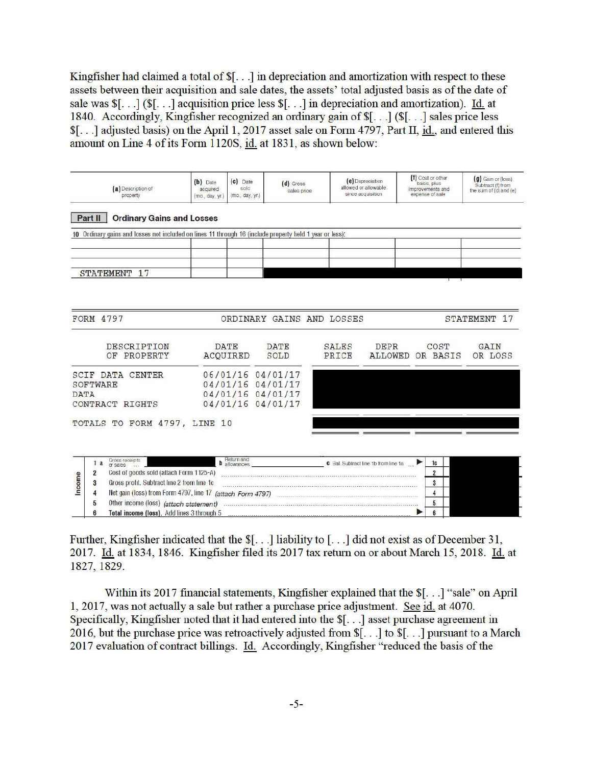Kingfisher had claimed a total of $[. . .] in depreciation and amortization with respect to these assets between their acquisition and sale dates, the assets' total adjusted basis as of the date of sale was $[. . .] ($[. . .] acquisition price less $[. . .] in depreciation and amortization). Id. at 1840. Accordingly, Kingfisher recognized an ordinary gain of $[. . .] ($[. . .] sales price less $[. . .] adjusted basis) on the April 1, 2017 asset sale on Form 4797, Part II, id., and entered this amount on Line 4 of its Form 1120S, id. at 1831, as shown below:

| (a) Description of property | (b) Date acquired (mo., day, yr.) | (c) Date sold (mo., day, yr.) | (d) Gross sales price | (e) Depreciation allowed or allowable since acquisition | (f) Cost or other basis, plus improvements and expense of sale | (g) Gain or (loss) Subtract (f) from the sum of (d) and (e) |
|---|---|---|---|---|---|---|

**Part II Ordinary Gains and Losses**

10 Ordinary gains and losses not included on lines 11 through 16 (include property held 1 year or less):

| | | | | | | |
|---|---|---|---|---|---|---|
| | | | | | | |
| | | | | | | |
| STATEMENT 17 | | | [redacted] | [redacted] | [redacted] | [redacted] |

FORM 4797 — ORDINARY GAINS AND LOSSES — STATEMENT 17

| DESCRIPTION OF PROPERTY | DATE ACQUIRED | DATE SOLD | SALES PRICE | DEPR ALLOWED | COST OR BASIS | GAIN OR LOSS |
|---|---|---|---|---|---|---|
| SCIF DATA CENTER | 06/01/16 | 04/01/17 | [redacted] | [redacted] | [redacted] | [redacted] |
| SOFTWARE | 04/01/16 | 04/01/17 | [redacted] | [redacted] | [redacted] | [redacted] |
| DATA | 04/01/16 | 04/01/17 | [redacted] | [redacted] | [redacted] | [redacted] |
| CONTRACT RIGHTS | 04/01/16 | 04/01/17 | [redacted] | [redacted] | [redacted] | [redacted] |
| TOTALS TO FORM 4797, LINE 10 | | | [redacted] | [redacted] | [redacted] | [redacted] |

| Income | | | | |
|---|---|---|---|---|
| | 1 a | Gross receipts or sales [redacted] b Return and allowances c Bal. Subtract line 1b from line 1a | 1c | [redacted] |
| | 2 | Cost of goods sold (attach Form 1125-A) | 2 | [redacted] |
| | 3 | Gross profit. Subtract line 2 from line 1c | 3 | [redacted] |
| | 4 | Net gain (loss) from Form 4797, line 17 (attach Form 4797) | 4 | [redacted] |
| | 5 | Other income (loss) (attach statement) | 5 | [redacted] |
| | 6 | **Total income (loss).** Add lines 3 through 5 | 6 | [redacted] |

Further, Kingfisher indicated that the $[. . .] liability to [. . .] did not exist as of December 31, 2017. Id. at 1834, 1846. Kingfisher filed its 2017 tax return on or about March 15, 2018. Id. at 1827, 1829.

Within its 2017 financial statements, Kingfisher explained that the $[. . .] "sale" on April 1, 2017, was not actually a sale but rather a purchase price adjustment. See id. at 4070. Specifically, Kingfisher noted that it had entered into the $[. . .] asset purchase agreement in 2016, but the purchase price was retroactively adjusted from $[. . .] to $[. . .] pursuant to a March 2017 evaluation of contract billings. Id. Accordingly, Kingfisher "reduced the basis of the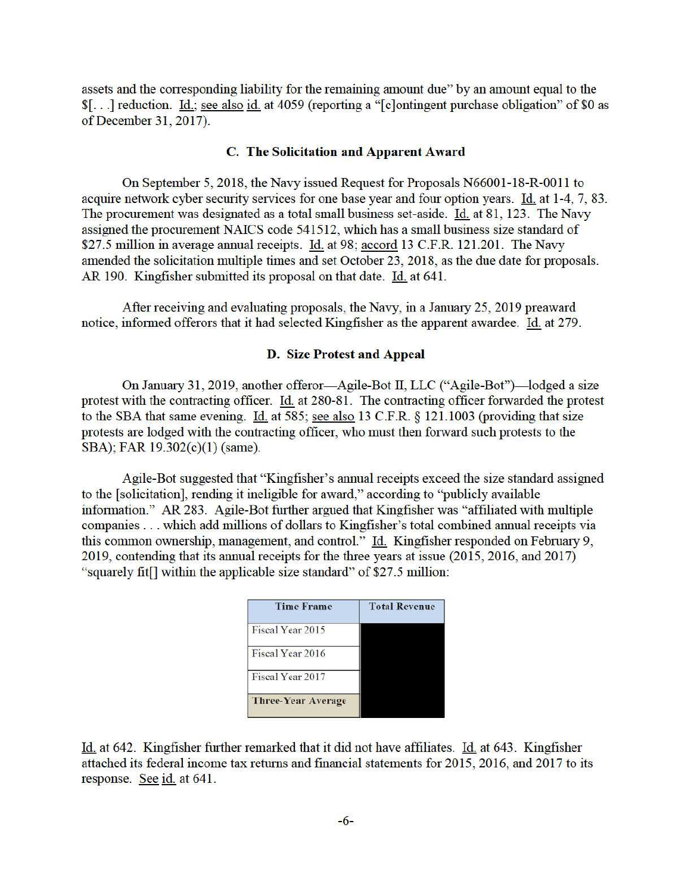assets and the corresponding liability for the remaining amount due" by an amount equal to the $[. . .] reduction. Id.; see also id. at 4059 (reporting a "[c]ontingent purchase obligation" of $0 as of December 31, 2017).

### C. The Solicitation and Apparent Award

On September 5, 2018, the Navy issued Request for Proposals N66001-18-R-0011 to acquire network cyber security services for one base year and four option years. Id. at 1-4, 7, 83. The procurement was designated as a total small business set-aside. Id. at 81, 123. The Navy assigned the procurement NAICS code 541512, which has a small business size standard of $27.5 million in average annual receipts. Id. at 98; accord 13 C.F.R. 121.201. The Navy amended the solicitation multiple times and set October 23, 2018, as the due date for proposals. AR 190. Kingfisher submitted its proposal on that date. Id. at 641.

After receiving and evaluating proposals, the Navy, in a January 25, 2019 preaward notice, informed offerors that it had selected Kingfisher as the apparent awardee. Id. at 279.

### D. Size Protest and Appeal

On January 31, 2019, another offeror—Agile-Bot II, LLC ("Agile-Bot")—lodged a size protest with the contracting officer. Id. at 280-81. The contracting officer forwarded the protest to the SBA that same evening. Id. at 585; see also 13 C.F.R. § 121.1003 (providing that size protests are lodged with the contracting officer, who must then forward such protests to the SBA); FAR 19.302(c)(1) (same).

Agile-Bot suggested that "Kingfisher's annual receipts exceed the size standard assigned to the [solicitation], rending it ineligible for award," according to "publicly available information." AR 283. Agile-Bot further argued that Kingfisher was "affiliated with multiple companies . . . which add millions of dollars to Kingfisher's total combined annual receipts via this common ownership, management, and control." Id. Kingfisher responded on February 9, 2019, contending that its annual receipts for the three years at issue (2015, 2016, and 2017) "squarely fit[] within the applicable size standard" of $27.5 million:

| Time Frame | Total Revenue |
|---|---|
| Fiscal Year 2015 | |
| Fiscal Year 2016 | |
| Fiscal Year 2017 | |
| **Three-Year Average** | |

Id. at 642. Kingfisher further remarked that it did not have affiliates. Id. at 643. Kingfisher attached its federal income tax returns and financial statements for 2015, 2016, and 2017 to its response. See id. at 641.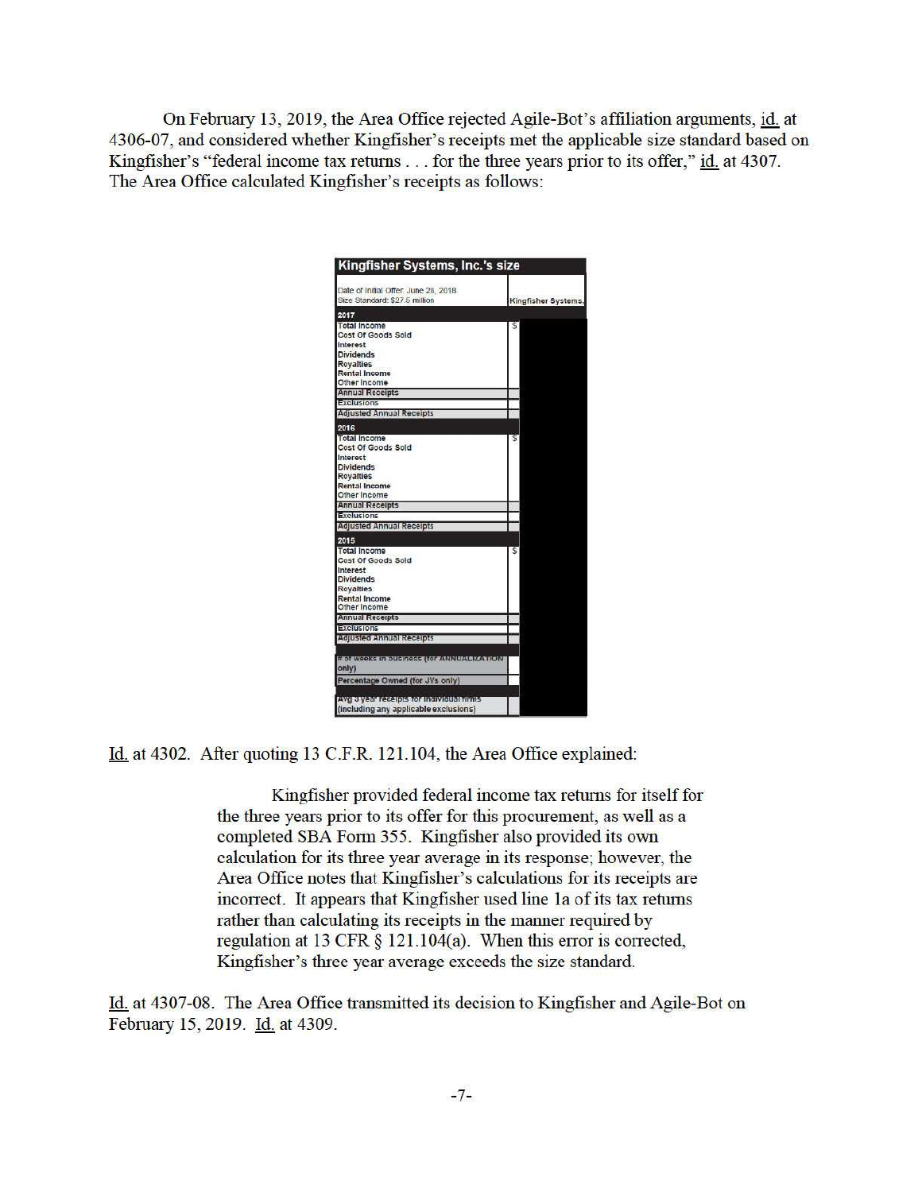On February 13, 2019, the Area Office rejected Agile-Bot's affiliation arguments, id. at 4306-07, and considered whether Kingfisher's receipts met the applicable size standard based on Kingfisher's "federal income tax returns . . . for the three years prior to its offer," id. at 4307. The Area Office calculated Kingfisher's receipts as follows:

| Kingfisher Systems, Inc.'s size | |
|---|---|
| Date of Initial Offer: June 28, 2018<br>Size Standard: $27.5 million | Kingfisher Systems, |
| **2017** | |
| Total Income | $ |
| Cost Of Goods Sold | |
| Interest | |
| Dividends | |
| Royalties | |
| Rental Income | |
| Other Income | |
| Annual Receipts | |
| Exclusions | |
| Adjusted Annual Receipts | |
| **2016** | |
| Total Income | $ |
| Cost Of Goods Sold | |
| Interest | |
| Dividends | |
| Royalties | |
| Rental Income | |
| Other Income | |
| Annual Receipts | |
| Exclusions | |
| Adjusted Annual Receipts | |
| **2015** | |
| Total Income | $ |
| Cost Of Goods Sold | |
| Interest | |
| Dividends | |
| Royalties | |
| Rental Income | |
| Other Income | |
| Annual Receipts | |
| Exclusions | |
| Adjusted Annual Receipts | |
| # of weeks in business (for ANNUALIZATION only) | |
| Percentage Owned (for JVs only) | |
| Avg 3 year receipts for individual firms (including any applicable exclusions) | |

Id. at 4302. After quoting 13 C.F.R. 121.104, the Area Office explained:

> Kingfisher provided federal income tax returns for itself for the three years prior to its offer for this procurement, as well as a completed SBA Form 355. Kingfisher also provided its own calculation for its three year average in its response; however, the Area Office notes that Kingfisher's calculations for its receipts are incorrect. It appears that Kingfisher used line 1a of its tax returns rather than calculating its receipts in the manner required by regulation at 13 CFR § 121.104(a). When this error is corrected, Kingfisher's three year average exceeds the size standard.

Id. at 4307-08. The Area Office transmitted its decision to Kingfisher and Agile-Bot on February 15, 2019. Id. at 4309.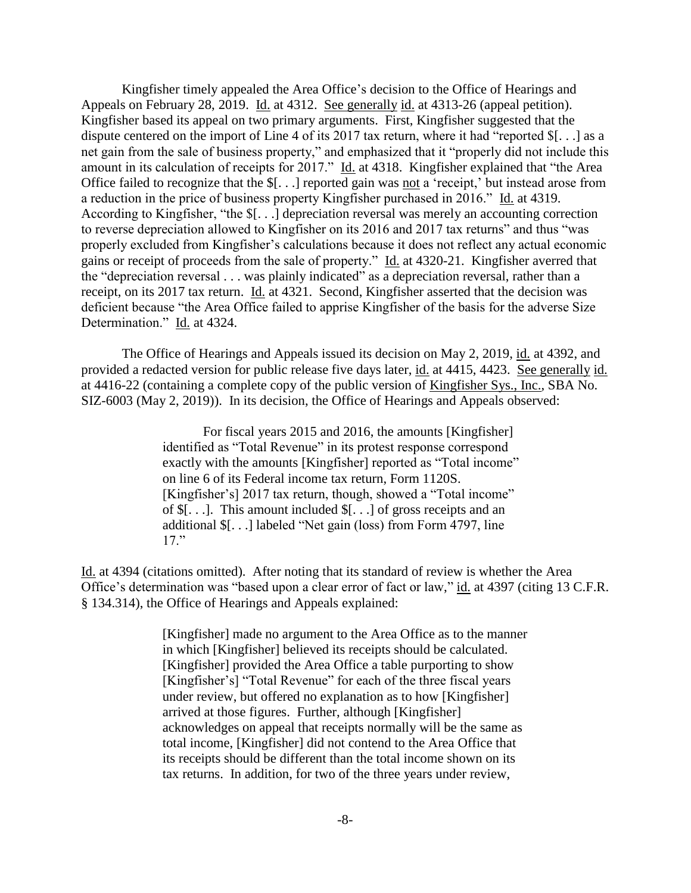Kingfisher timely appealed the Area Office's decision to the Office of Hearings and Appeals on February 28, 2019. Id. at 4312. See generally id. at 4313-26 (appeal petition). Kingfisher based its appeal on two primary arguments. First, Kingfisher suggested that the dispute centered on the import of Line 4 of its 2017 tax return, where it had "reported $[. . .] as a net gain from the sale of business property," and emphasized that it "properly did not include this amount in its calculation of receipts for 2017." Id. at 4318. Kingfisher explained that "the Area Office failed to recognize that the $[. . .] reported gain was not a 'receipt,' but instead arose from a reduction in the price of business property Kingfisher purchased in 2016." Id. at 4319. According to Kingfisher, "the $[. . .] depreciation reversal was merely an accounting correction to reverse depreciation allowed to Kingfisher on its 2016 and 2017 tax returns" and thus "was properly excluded from Kingfisher's calculations because it does not reflect any actual economic gains or receipt of proceeds from the sale of property." Id. at 4320-21. Kingfisher averred that the "depreciation reversal . . . was plainly indicated" as a depreciation reversal, rather than a receipt, on its 2017 tax return. Id. at 4321. Second, Kingfisher asserted that the decision was deficient because "the Area Office failed to apprise Kingfisher of the basis for the adverse Size Determination." Id. at 4324.

The Office of Hearings and Appeals issued its decision on May 2, 2019, id. at 4392, and provided a redacted version for public release five days later, id. at 4415, 4423. See generally id. at 4416-22 (containing a complete copy of the public version of Kingfisher Sys., Inc., SBA No. SIZ-6003 (May 2, 2019)). In its decision, the Office of Hearings and Appeals observed:

> For fiscal years 2015 and 2016, the amounts [Kingfisher] identified as "Total Revenue" in its protest response correspond exactly with the amounts [Kingfisher] reported as "Total income" on line 6 of its Federal income tax return, Form 1120S. [Kingfisher's] 2017 tax return, though, showed a "Total income" of $[. . .]. This amount included $[. . .] of gross receipts and an additional $[. . .] labeled "Net gain (loss) from Form 4797, line 17."

Id. at 4394 (citations omitted). After noting that its standard of review is whether the Area Office's determination was "based upon a clear error of fact or law," id. at 4397 (citing 13 C.F.R. § 134.314), the Office of Hearings and Appeals explained:

> [Kingfisher] made no argument to the Area Office as to the manner in which [Kingfisher] believed its receipts should be calculated. [Kingfisher] provided the Area Office a table purporting to show [Kingfisher's] "Total Revenue" for each of the three fiscal years under review, but offered no explanation as to how [Kingfisher] arrived at those figures. Further, although [Kingfisher] acknowledges on appeal that receipts normally will be the same as total income, [Kingfisher] did not contend to the Area Office that its receipts should be different than the total income shown on its tax returns. In addition, for two of the three years under review,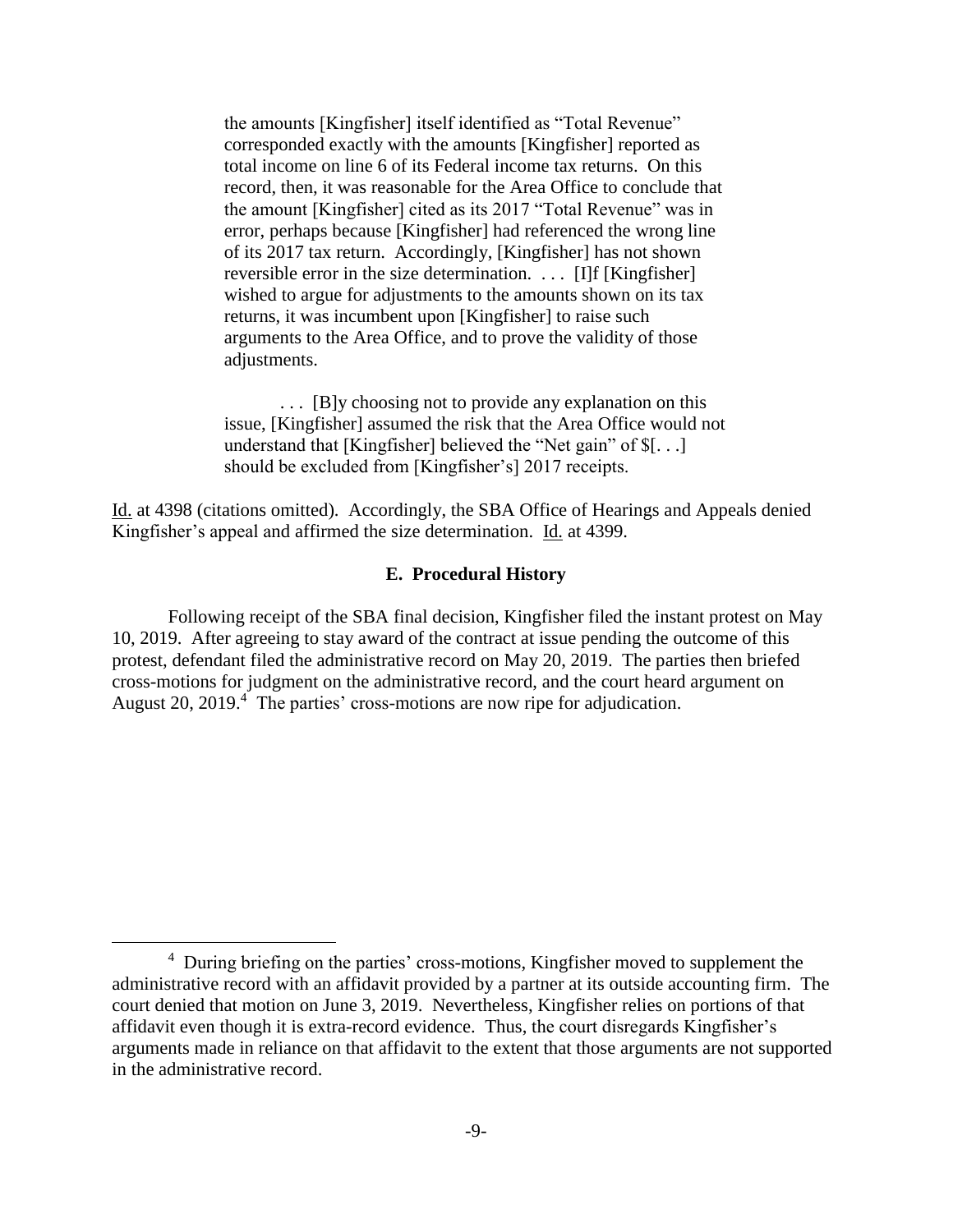> the amounts [Kingfisher] itself identified as "Total Revenue" corresponded exactly with the amounts [Kingfisher] reported as total income on line 6 of its Federal income tax returns. On this record, then, it was reasonable for the Area Office to conclude that the amount [Kingfisher] cited as its 2017 "Total Revenue" was in error, perhaps because [Kingfisher] had referenced the wrong line of its 2017 tax return. Accordingly, [Kingfisher] has not shown reversible error in the size determination. . . . [I]f [Kingfisher] wished to argue for adjustments to the amounts shown on its tax returns, it was incumbent upon [Kingfisher] to raise such arguments to the Area Office, and to prove the validity of those adjustments.
>
> . . . [B]y choosing not to provide any explanation on this issue, [Kingfisher] assumed the risk that the Area Office would not understand that [Kingfisher] believed the "Net gain" of $[. . .] should be excluded from [Kingfisher's] 2017 receipts.

Id. at 4398 (citations omitted). Accordingly, the SBA Office of Hearings and Appeals denied Kingfisher's appeal and affirmed the size determination. Id. at 4399.

### E. Procedural History

Following receipt of the SBA final decision, Kingfisher filed the instant protest on May 10, 2019. After agreeing to stay award of the contract at issue pending the outcome of this protest, defendant filed the administrative record on May 20, 2019. The parties then briefed cross-motions for judgment on the administrative record, and the court heard argument on August 20, 2019.[4] The parties' cross-motions are now ripe for adjudication.

---

[4] During briefing on the parties' cross-motions, Kingfisher moved to supplement the administrative record with an affidavit provided by a partner at its outside accounting firm. The court denied that motion on June 3, 2019. Nevertheless, Kingfisher relies on portions of that affidavit even though it is extra-record evidence. Thus, the court disregards Kingfisher's arguments made in reliance on that affidavit to the extent that those arguments are not supported in the administrative record.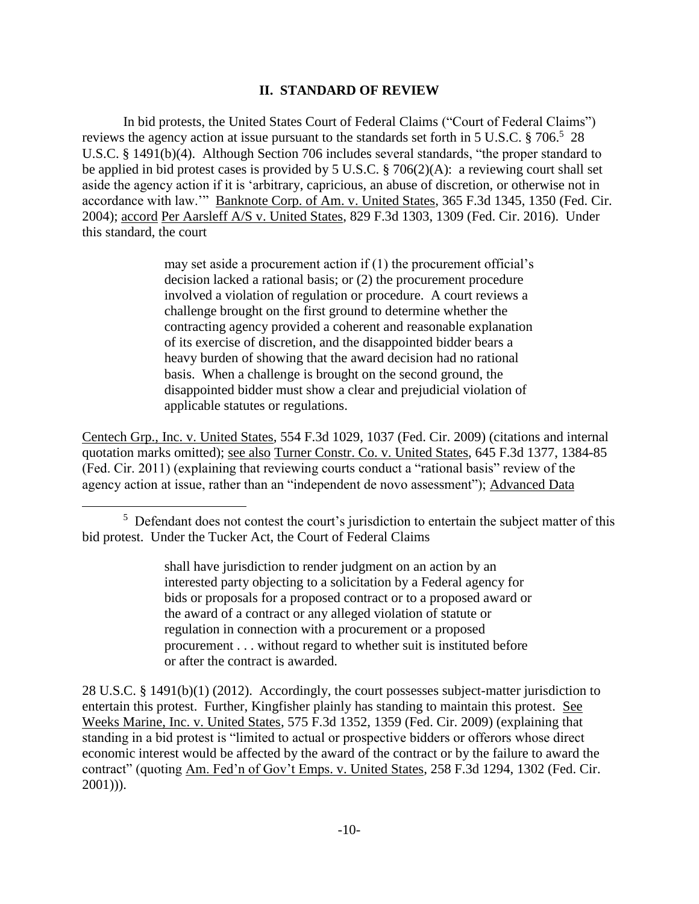## II. STANDARD OF REVIEW

In bid protests, the United States Court of Federal Claims ("Court of Federal Claims") reviews the agency action at issue pursuant to the standards set forth in 5 U.S.C. § 706.[5] 28 U.S.C. § 1491(b)(4). Although Section 706 includes several standards, "the proper standard to be applied in bid protest cases is provided by 5 U.S.C. § 706(2)(A): a reviewing court shall set aside the agency action if it is 'arbitrary, capricious, an abuse of discretion, or otherwise not in accordance with law.'" Banknote Corp. of Am. v. United States, 365 F.3d 1345, 1350 (Fed. Cir. 2004); accord Per Aarsleff A/S v. United States, 829 F.3d 1303, 1309 (Fed. Cir. 2016). Under this standard, the court

> may set aside a procurement action if (1) the procurement official's decision lacked a rational basis; or (2) the procurement procedure involved a violation of regulation or procedure. A court reviews a challenge brought on the first ground to determine whether the contracting agency provided a coherent and reasonable explanation of its exercise of discretion, and the disappointed bidder bears a heavy burden of showing that the award decision had no rational basis. When a challenge is brought on the second ground, the disappointed bidder must show a clear and prejudicial violation of applicable statutes or regulations.

Centech Grp., Inc. v. United States, 554 F.3d 1029, 1037 (Fed. Cir. 2009) (citations and internal quotation marks omitted); see also Turner Constr. Co. v. United States, 645 F.3d 1377, 1384-85 (Fed. Cir. 2011) (explaining that reviewing courts conduct a "rational basis" review of the agency action at issue, rather than an "independent de novo assessment"); Advanced Data

---

[5] Defendant does not contest the court's jurisdiction to entertain the subject matter of this bid protest. Under the Tucker Act, the Court of Federal Claims

> shall have jurisdiction to render judgment on an action by an interested party objecting to a solicitation by a Federal agency for bids or proposals for a proposed contract or to a proposed award or the award of a contract or any alleged violation of statute or regulation in connection with a procurement or a proposed procurement . . . without regard to whether suit is instituted before or after the contract is awarded.

28 U.S.C. § 1491(b)(1) (2012). Accordingly, the court possesses subject-matter jurisdiction to entertain this protest. Further, Kingfisher plainly has standing to maintain this protest. See Weeks Marine, Inc. v. United States, 575 F.3d 1352, 1359 (Fed. Cir. 2009) (explaining that standing in a bid protest is "limited to actual or prospective bidders or offerors whose direct economic interest would be affected by the award of the contract or by the failure to award the contract" (quoting Am. Fed'n of Gov't Emps. v. United States, 258 F.3d 1294, 1302 (Fed. Cir. 2001))).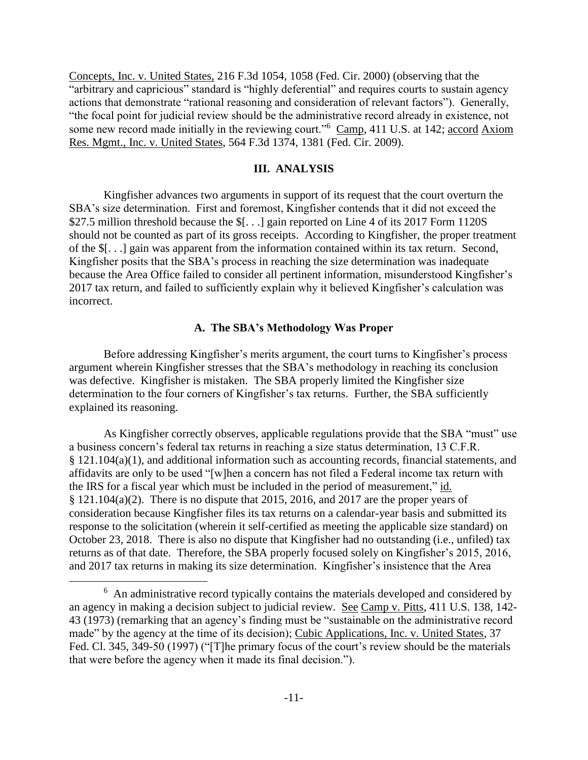Concepts, Inc. v. United States, 216 F.3d 1054, 1058 (Fed. Cir. 2000) (observing that the "arbitrary and capricious" standard is "highly deferential" and requires courts to sustain agency actions that demonstrate "rational reasoning and consideration of relevant factors"). Generally, "the focal point for judicial review should be the administrative record already in existence, not some new record made initially in the reviewing court."[6] Camp, 411 U.S. at 142; accord Axiom Res. Mgmt., Inc. v. United States, 564 F.3d 1374, 1381 (Fed. Cir. 2009).

## III. ANALYSIS

Kingfisher advances two arguments in support of its request that the court overturn the SBA's size determination. First and foremost, Kingfisher contends that it did not exceed the $27.5 million threshold because the $[. . .] gain reported on Line 4 of its 2017 Form 1120S should not be counted as part of its gross receipts. According to Kingfisher, the proper treatment of the $[. . .] gain was apparent from the information contained within its tax return. Second, Kingfisher posits that the SBA's process in reaching the size determination was inadequate because the Area Office failed to consider all pertinent information, misunderstood Kingfisher's 2017 tax return, and failed to sufficiently explain why it believed Kingfisher's calculation was incorrect.

### A. The SBA's Methodology Was Proper

Before addressing Kingfisher's merits argument, the court turns to Kingfisher's process argument wherein Kingfisher stresses that the SBA's methodology in reaching its conclusion was defective. Kingfisher is mistaken. The SBA properly limited the Kingfisher size determination to the four corners of Kingfisher's tax returns. Further, the SBA sufficiently explained its reasoning.

As Kingfisher correctly observes, applicable regulations provide that the SBA "must" use a business concern's federal tax returns in reaching a size status determination, 13 C.F.R. § 121.104(a)(1), and additional information such as accounting records, financial statements, and affidavits are only to be used "[w]hen a concern has not filed a Federal income tax return with the IRS for a fiscal year which must be included in the period of measurement," id. § 121.104(a)(2). There is no dispute that 2015, 2016, and 2017 are the proper years of consideration because Kingfisher files its tax returns on a calendar-year basis and submitted its response to the solicitation (wherein it self-certified as meeting the applicable size standard) on October 23, 2018. There is also no dispute that Kingfisher had no outstanding (i.e., unfiled) tax returns as of that date. Therefore, the SBA properly focused solely on Kingfisher's 2015, 2016, and 2017 tax returns in making its size determination. Kingfisher's insistence that the Area

---

[6] An administrative record typically contains the materials developed and considered by an agency in making a decision subject to judicial review. See Camp v. Pitts, 411 U.S. 138, 142-43 (1973) (remarking that an agency's finding must be "sustainable on the administrative record made" by the agency at the time of its decision); Cubic Applications, Inc. v. United States, 37 Fed. Cl. 345, 349-50 (1997) ("[T]he primary focus of the court's review should be the materials that were before the agency when it made its final decision.").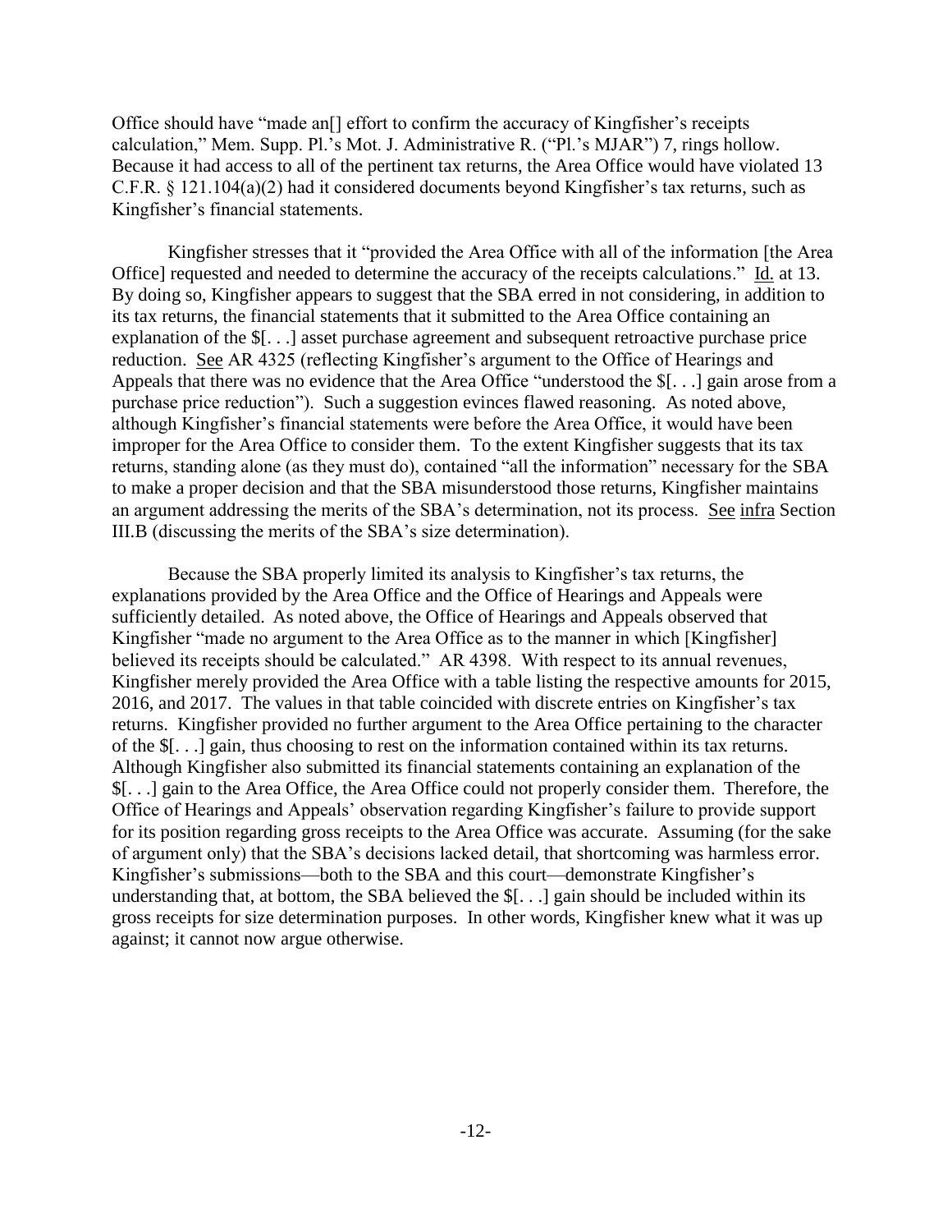Office should have "made an[] effort to confirm the accuracy of Kingfisher's receipts calculation," Mem. Supp. Pl.'s Mot. J. Administrative R. ("Pl.'s MJAR") 7, rings hollow. Because it had access to all of the pertinent tax returns, the Area Office would have violated 13 C.F.R. § 121.104(a)(2) had it considered documents beyond Kingfisher's tax returns, such as Kingfisher's financial statements.

Kingfisher stresses that it "provided the Area Office with all of the information [the Area Office] requested and needed to determine the accuracy of the receipts calculations." Id. at 13. By doing so, Kingfisher appears to suggest that the SBA erred in not considering, in addition to its tax returns, the financial statements that it submitted to the Area Office containing an explanation of the $[. . .] asset purchase agreement and subsequent retroactive purchase price reduction. See AR 4325 (reflecting Kingfisher's argument to the Office of Hearings and Appeals that there was no evidence that the Area Office "understood the $[. . .] gain arose from a purchase price reduction"). Such a suggestion evinces flawed reasoning. As noted above, although Kingfisher's financial statements were before the Area Office, it would have been improper for the Area Office to consider them. To the extent Kingfisher suggests that its tax returns, standing alone (as they must do), contained "all the information" necessary for the SBA to make a proper decision and that the SBA misunderstood those returns, Kingfisher maintains an argument addressing the merits of the SBA's determination, not its process. See infra Section III.B (discussing the merits of the SBA's size determination).

Because the SBA properly limited its analysis to Kingfisher's tax returns, the explanations provided by the Area Office and the Office of Hearings and Appeals were sufficiently detailed. As noted above, the Office of Hearings and Appeals observed that Kingfisher "made no argument to the Area Office as to the manner in which [Kingfisher] believed its receipts should be calculated." AR 4398. With respect to its annual revenues, Kingfisher merely provided the Area Office with a table listing the respective amounts for 2015, 2016, and 2017. The values in that table coincided with discrete entries on Kingfisher's tax returns. Kingfisher provided no further argument to the Area Office pertaining to the character of the $[. . .] gain, thus choosing to rest on the information contained within its tax returns. Although Kingfisher also submitted its financial statements containing an explanation of the $[. . .] gain to the Area Office, the Area Office could not properly consider them. Therefore, the Office of Hearings and Appeals' observation regarding Kingfisher's failure to provide support for its position regarding gross receipts to the Area Office was accurate. Assuming (for the sake of argument only) that the SBA's decisions lacked detail, that shortcoming was harmless error. Kingfisher's submissions—both to the SBA and this court—demonstrate Kingfisher's understanding that, at bottom, the SBA believed the $[. . .] gain should be included within its gross receipts for size determination purposes. In other words, Kingfisher knew what it was up against; it cannot now argue otherwise.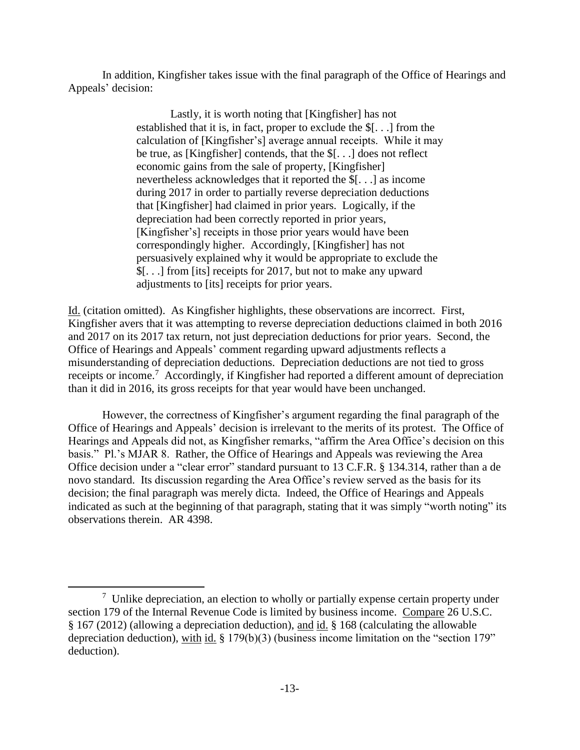In addition, Kingfisher takes issue with the final paragraph of the Office of Hearings and Appeals' decision:

> Lastly, it is worth noting that [Kingfisher] has not established that it is, in fact, proper to exclude the $[. . .] from the calculation of [Kingfisher's] average annual receipts. While it may be true, as [Kingfisher] contends, that the $[. . .] does not reflect economic gains from the sale of property, [Kingfisher] nevertheless acknowledges that it reported the $[. . .] as income during 2017 in order to partially reverse depreciation deductions that [Kingfisher] had claimed in prior years. Logically, if the depreciation had been correctly reported in prior years, [Kingfisher's] receipts in those prior years would have been correspondingly higher. Accordingly, [Kingfisher] has not persuasively explained why it would be appropriate to exclude the $[. . .] from [its] receipts for 2017, but not to make any upward adjustments to [its] receipts for prior years.

Id. (citation omitted). As Kingfisher highlights, these observations are incorrect. First, Kingfisher avers that it was attempting to reverse depreciation deductions claimed in both 2016 and 2017 on its 2017 tax return, not just depreciation deductions for prior years. Second, the Office of Hearings and Appeals' comment regarding upward adjustments reflects a misunderstanding of depreciation deductions. Depreciation deductions are not tied to gross receipts or income.[7] Accordingly, if Kingfisher had reported a different amount of depreciation than it did in 2016, its gross receipts for that year would have been unchanged.

However, the correctness of Kingfisher's argument regarding the final paragraph of the Office of Hearings and Appeals' decision is irrelevant to the merits of its protest. The Office of Hearings and Appeals did not, as Kingfisher remarks, "affirm the Area Office's decision on this basis." Pl.'s MJAR 8. Rather, the Office of Hearings and Appeals was reviewing the Area Office decision under a "clear error" standard pursuant to 13 C.F.R. § 134.314, rather than a de novo standard. Its discussion regarding the Area Office's review served as the basis for its decision; the final paragraph was merely dicta. Indeed, the Office of Hearings and Appeals indicated as such at the beginning of that paragraph, stating that it was simply "worth noting" its observations therein. AR 4398.

---

[7] Unlike depreciation, an election to wholly or partially expense certain property under section 179 of the Internal Revenue Code is limited by business income. Compare 26 U.S.C. § 167 (2012) (allowing a depreciation deduction), and id. § 168 (calculating the allowable depreciation deduction), with id. § 179(b)(3) (business income limitation on the "section 179" deduction).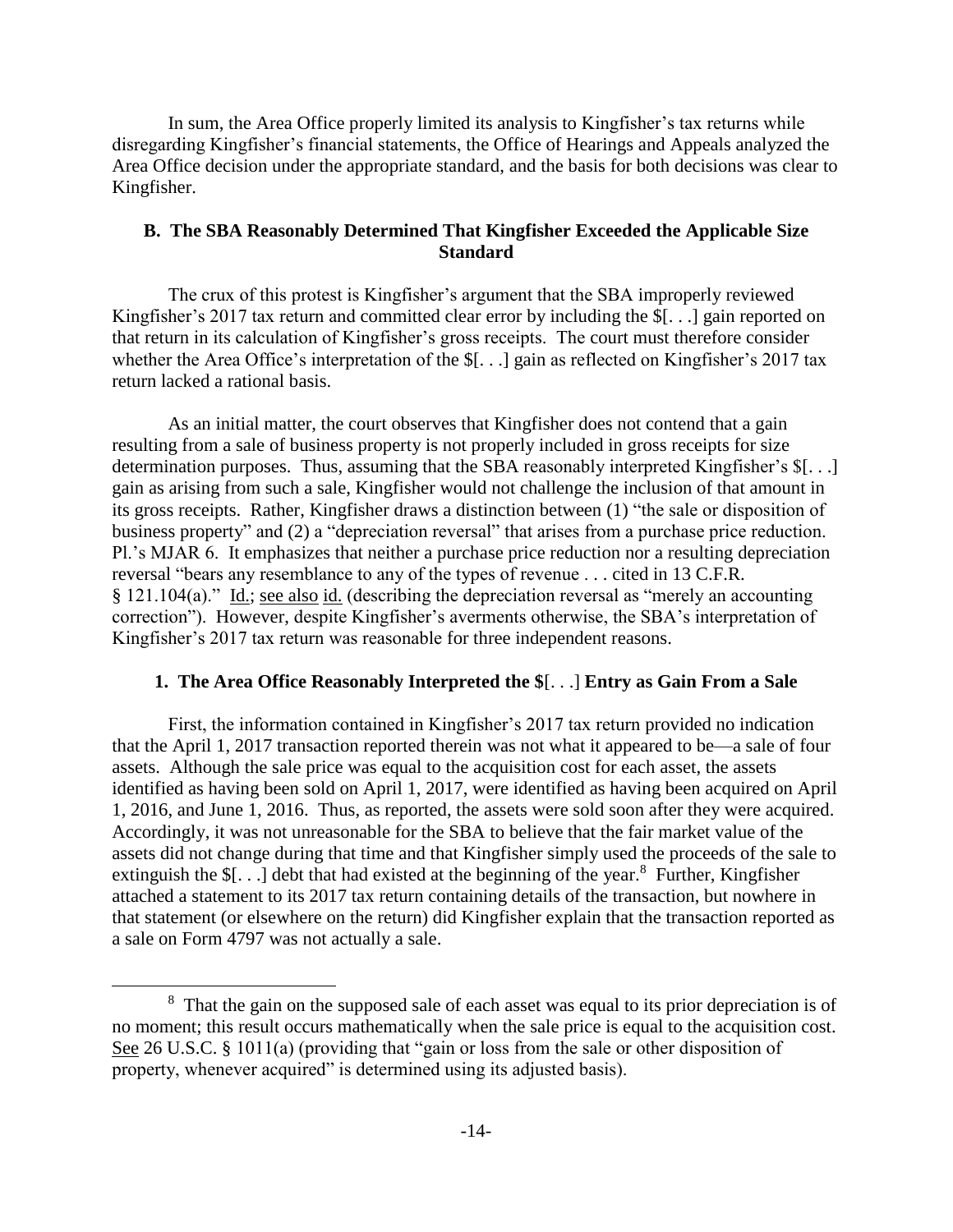In sum, the Area Office properly limited its analysis to Kingfisher's tax returns while disregarding Kingfisher's financial statements, the Office of Hearings and Appeals analyzed the Area Office decision under the appropriate standard, and the basis for both decisions was clear to Kingfisher.

### B. The SBA Reasonably Determined That Kingfisher Exceeded the Applicable Size Standard

The crux of this protest is Kingfisher's argument that the SBA improperly reviewed Kingfisher's 2017 tax return and committed clear error by including the $[. . .] gain reported on that return in its calculation of Kingfisher's gross receipts. The court must therefore consider whether the Area Office's interpretation of the $[. . .] gain as reflected on Kingfisher's 2017 tax return lacked a rational basis.

As an initial matter, the court observes that Kingfisher does not contend that a gain resulting from a sale of business property is not properly included in gross receipts for size determination purposes. Thus, assuming that the SBA reasonably interpreted Kingfisher's $[. . .] gain as arising from such a sale, Kingfisher would not challenge the inclusion of that amount in its gross receipts. Rather, Kingfisher draws a distinction between (1) "the sale or disposition of business property" and (2) a "depreciation reversal" that arises from a purchase price reduction. Pl.'s MJAR 6. It emphasizes that neither a purchase price reduction nor a resulting depreciation reversal "bears any resemblance to any of the types of revenue . . . cited in 13 C.F.R. § 121.104(a)." Id.; see also id. (describing the depreciation reversal as "merely an accounting correction"). However, despite Kingfisher's averments otherwise, the SBA's interpretation of Kingfisher's 2017 tax return was reasonable for three independent reasons.

#### 1. The Area Office Reasonably Interpreted the $[. . .] Entry as Gain From a Sale

First, the information contained in Kingfisher's 2017 tax return provided no indication that the April 1, 2017 transaction reported therein was not what it appeared to be—a sale of four assets. Although the sale price was equal to the acquisition cost for each asset, the assets identified as having been sold on April 1, 2017, were identified as having been acquired on April 1, 2016, and June 1, 2016. Thus, as reported, the assets were sold soon after they were acquired. Accordingly, it was not unreasonable for the SBA to believe that the fair market value of the assets did not change during that time and that Kingfisher simply used the proceeds of the sale to extinguish the $[. . .] debt that had existed at the beginning of the year.[8] Further, Kingfisher attached a statement to its 2017 tax return containing details of the transaction, but nowhere in that statement (or elsewhere on the return) did Kingfisher explain that the transaction reported as a sale on Form 4797 was not actually a sale.

---

[8] That the gain on the supposed sale of each asset was equal to its prior depreciation is of no moment; this result occurs mathematically when the sale price is equal to the acquisition cost. See 26 U.S.C. § 1011(a) (providing that "gain or loss from the sale or other disposition of property, whenever acquired" is determined using its adjusted basis).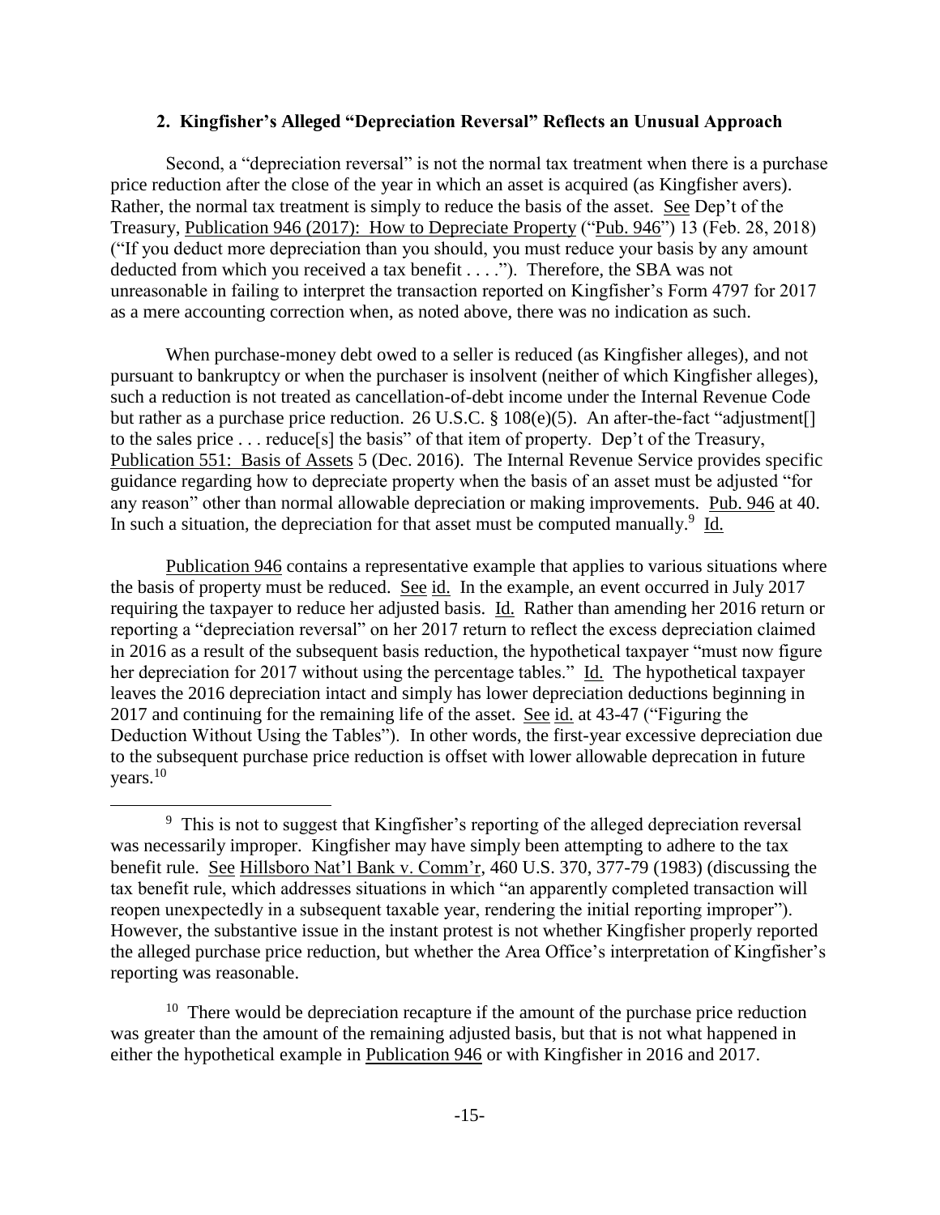### 2. Kingfisher's Alleged "Depreciation Reversal" Reflects an Unusual Approach

Second, a "depreciation reversal" is not the normal tax treatment when there is a purchase price reduction after the close of the year in which an asset is acquired (as Kingfisher avers). Rather, the normal tax treatment is simply to reduce the basis of the asset. See Dep't of the Treasury, Publication 946 (2017): How to Depreciate Property ("Pub. 946") 13 (Feb. 28, 2018) ("If you deduct more depreciation than you should, you must reduce your basis by any amount deducted from which you received a tax benefit . . . ."). Therefore, the SBA was not unreasonable in failing to interpret the transaction reported on Kingfisher's Form 4797 for 2017 as a mere accounting correction when, as noted above, there was no indication as such.

When purchase-money debt owed to a seller is reduced (as Kingfisher alleges), and not pursuant to bankruptcy or when the purchaser is insolvent (neither of which Kingfisher alleges), such a reduction is not treated as cancellation-of-debt income under the Internal Revenue Code but rather as a purchase price reduction. 26 U.S.C. § 108(e)(5). An after-the-fact "adjustment[] to the sales price . . . reduce[s] the basis" of that item of property. Dep't of the Treasury, Publication 551: Basis of Assets 5 (Dec. 2016). The Internal Revenue Service provides specific guidance regarding how to depreciate property when the basis of an asset must be adjusted "for any reason" other than normal allowable depreciation or making improvements. Pub. 946 at 40. In such a situation, the depreciation for that asset must be computed manually.[9] Id.

Publication 946 contains a representative example that applies to various situations where the basis of property must be reduced. See id. In the example, an event occurred in July 2017 requiring the taxpayer to reduce her adjusted basis. Id. Rather than amending her 2016 return or reporting a "depreciation reversal" on her 2017 return to reflect the excess depreciation claimed in 2016 as a result of the subsequent basis reduction, the hypothetical taxpayer "must now figure her depreciation for 2017 without using the percentage tables." Id. The hypothetical taxpayer leaves the 2016 depreciation intact and simply has lower depreciation deductions beginning in 2017 and continuing for the remaining life of the asset. See id. at 43-47 ("Figuring the Deduction Without Using the Tables"). In other words, the first-year excessive depreciation due to the subsequent purchase price reduction is offset with lower allowable deprecation in future years.[10]

[9] This is not to suggest that Kingfisher's reporting of the alleged depreciation reversal was necessarily improper. Kingfisher may have simply been attempting to adhere to the tax benefit rule. See Hillsboro Nat'l Bank v. Comm'r, 460 U.S. 370, 377-79 (1983) (discussing the tax benefit rule, which addresses situations in which "an apparently completed transaction will reopen unexpectedly in a subsequent taxable year, rendering the initial reporting improper"). However, the substantive issue in the instant protest is not whether Kingfisher properly reported the alleged purchase price reduction, but whether the Area Office's interpretation of Kingfisher's reporting was reasonable.

[10] There would be depreciation recapture if the amount of the purchase price reduction was greater than the amount of the remaining adjusted basis, but that is not what happened in either the hypothetical example in Publication 946 or with Kingfisher in 2016 and 2017.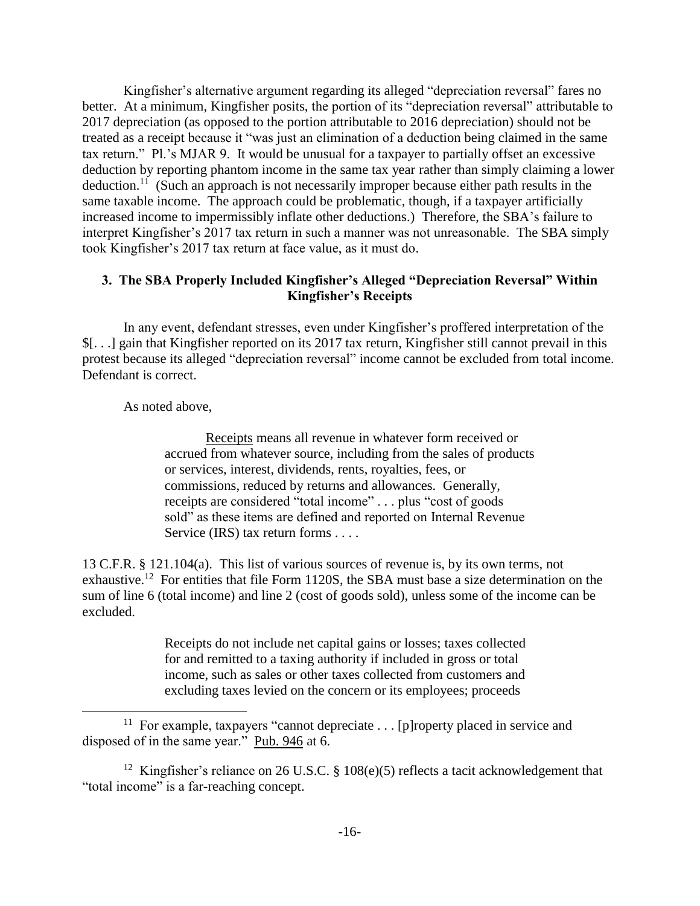Kingfisher's alternative argument regarding its alleged "depreciation reversal" fares no better. At a minimum, Kingfisher posits, the portion of its "depreciation reversal" attributable to 2017 depreciation (as opposed to the portion attributable to 2016 depreciation) should not be treated as a receipt because it "was just an elimination of a deduction being claimed in the same tax return." Pl.'s MJAR 9. It would be unusual for a taxpayer to partially offset an excessive deduction by reporting phantom income in the same tax year rather than simply claiming a lower deduction.[11] (Such an approach is not necessarily improper because either path results in the same taxable income. The approach could be problematic, though, if a taxpayer artificially increased income to impermissibly inflate other deductions.) Therefore, the SBA's failure to interpret Kingfisher's 2017 tax return in such a manner was not unreasonable. The SBA simply took Kingfisher's 2017 tax return at face value, as it must do.

### 3. The SBA Properly Included Kingfisher's Alleged "Depreciation Reversal" Within Kingfisher's Receipts

In any event, defendant stresses, even under Kingfisher's proffered interpretation of the $[. . .] gain that Kingfisher reported on its 2017 tax return, Kingfisher still cannot prevail in this protest because its alleged "depreciation reversal" income cannot be excluded from total income. Defendant is correct.

As noted above,

> Receipts means all revenue in whatever form received or accrued from whatever source, including from the sales of products or services, interest, dividends, rents, royalties, fees, or commissions, reduced by returns and allowances. Generally, receipts are considered "total income" . . . plus "cost of goods sold" as these items are defined and reported on Internal Revenue Service (IRS) tax return forms . . . .

13 C.F.R. § 121.104(a). This list of various sources of revenue is, by its own terms, not exhaustive.[12] For entities that file Form 1120S, the SBA must base a size determination on the sum of line 6 (total income) and line 2 (cost of goods sold), unless some of the income can be excluded.

> Receipts do not include net capital gains or losses; taxes collected for and remitted to a taxing authority if included in gross or total income, such as sales or other taxes collected from customers and excluding taxes levied on the concern or its employees; proceeds

---

[11] For example, taxpayers "cannot depreciate . . . [p]roperty placed in service and disposed of in the same year." Pub. 946 at 6.

[12] Kingfisher's reliance on 26 U.S.C. § 108(e)(5) reflects a tacit acknowledgement that "total income" is a far-reaching concept.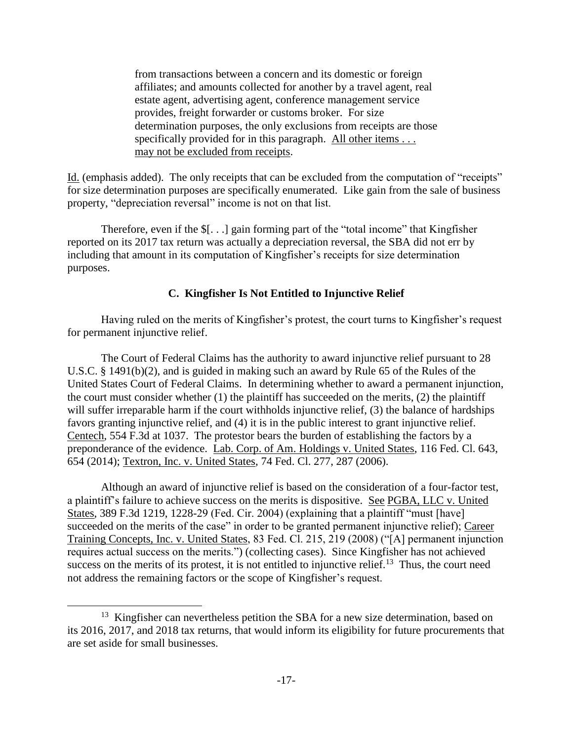> from transactions between a concern and its domestic or foreign affiliates; and amounts collected for another by a travel agent, real estate agent, advertising agent, conference management service provides, freight forwarder or customs broker. For size determination purposes, the only exclusions from receipts are those specifically provided for in this paragraph. All other items . . . may not be excluded from receipts.

Id. (emphasis added). The only receipts that can be excluded from the computation of "receipts" for size determination purposes are specifically enumerated. Like gain from the sale of business property, "depreciation reversal" income is not on that list.

Therefore, even if the $[. . .] gain forming part of the "total income" that Kingfisher reported on its 2017 tax return was actually a depreciation reversal, the SBA did not err by including that amount in its computation of Kingfisher's receipts for size determination purposes.

### C. Kingfisher Is Not Entitled to Injunctive Relief

Having ruled on the merits of Kingfisher's protest, the court turns to Kingfisher's request for permanent injunctive relief.

The Court of Federal Claims has the authority to award injunctive relief pursuant to 28 U.S.C. § 1491(b)(2), and is guided in making such an award by Rule 65 of the Rules of the United States Court of Federal Claims. In determining whether to award a permanent injunction, the court must consider whether (1) the plaintiff has succeeded on the merits, (2) the plaintiff will suffer irreparable harm if the court withholds injunctive relief, (3) the balance of hardships favors granting injunctive relief, and (4) it is in the public interest to grant injunctive relief. Centech, 554 F.3d at 1037. The protestor bears the burden of establishing the factors by a preponderance of the evidence. Lab. Corp. of Am. Holdings v. United States, 116 Fed. Cl. 643, 654 (2014); Textron, Inc. v. United States, 74 Fed. Cl. 277, 287 (2006).

Although an award of injunctive relief is based on the consideration of a four-factor test, a plaintiff's failure to achieve success on the merits is dispositive. See PGBA, LLC v. United States, 389 F.3d 1219, 1228-29 (Fed. Cir. 2004) (explaining that a plaintiff "must [have] succeeded on the merits of the case" in order to be granted permanent injunctive relief); Career Training Concepts, Inc. v. United States, 83 Fed. Cl. 215, 219 (2008) ("[A] permanent injunction requires actual success on the merits.") (collecting cases). Since Kingfisher has not achieved success on the merits of its protest, it is not entitled to injunctive relief.[13] Thus, the court need not address the remaining factors or the scope of Kingfisher's request.

---

[13] Kingfisher can nevertheless petition the SBA for a new size determination, based on its 2016, 2017, and 2018 tax returns, that would inform its eligibility for future procurements that are set aside for small businesses.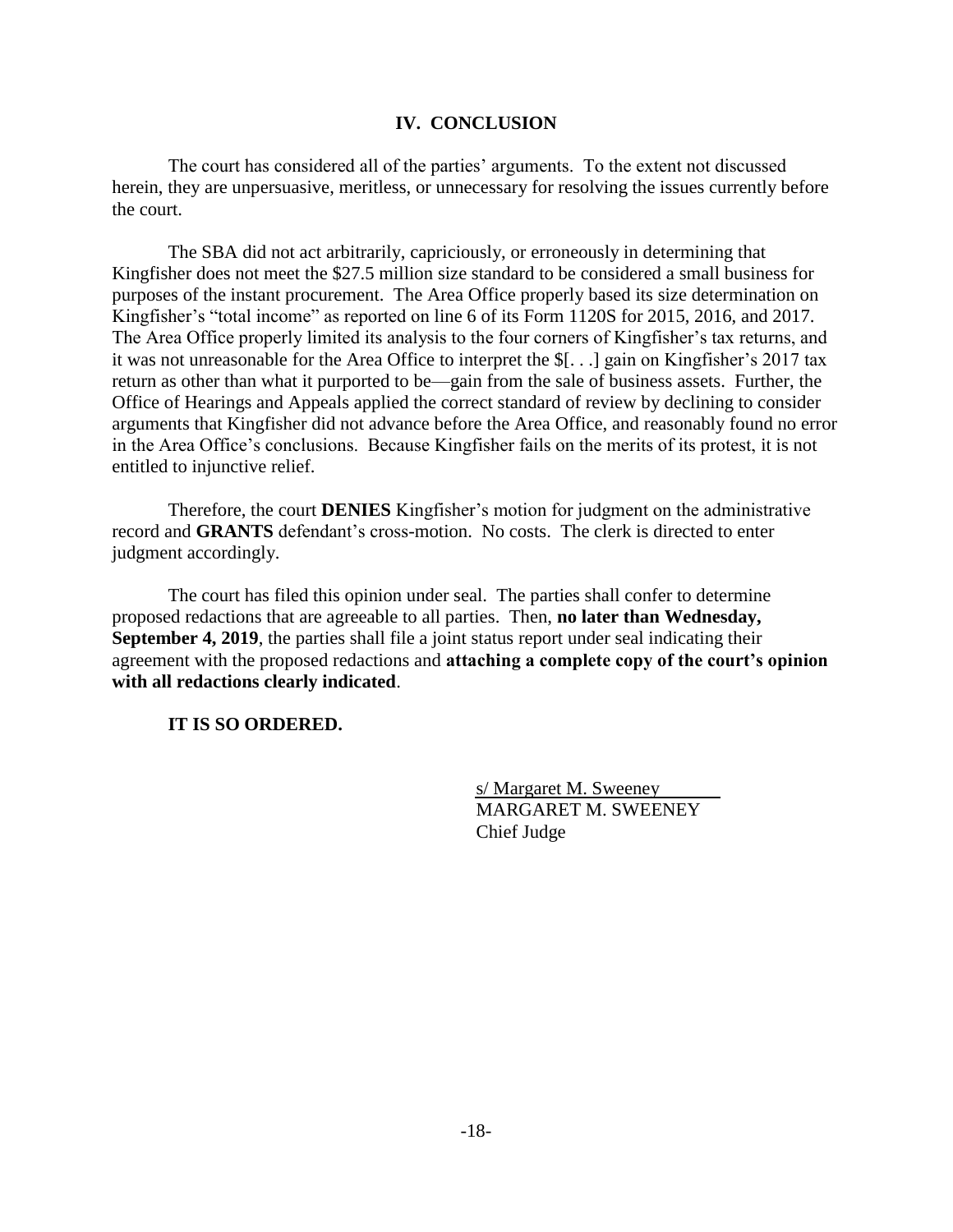## IV. CONCLUSION

The court has considered all of the parties' arguments. To the extent not discussed herein, they are unpersuasive, meritless, or unnecessary for resolving the issues currently before the court.

The SBA did not act arbitrarily, capriciously, or erroneously in determining that Kingfisher does not meet the $27.5 million size standard to be considered a small business for purposes of the instant procurement. The Area Office properly based its size determination on Kingfisher's "total income" as reported on line 6 of its Form 1120S for 2015, 2016, and 2017. The Area Office properly limited its analysis to the four corners of Kingfisher's tax returns, and it was not unreasonable for the Area Office to interpret the $[. . .] gain on Kingfisher's 2017 tax return as other than what it purported to be—gain from the sale of business assets. Further, the Office of Hearings and Appeals applied the correct standard of review by declining to consider arguments that Kingfisher did not advance before the Area Office, and reasonably found no error in the Area Office's conclusions. Because Kingfisher fails on the merits of its protest, it is not entitled to injunctive relief.

Therefore, the court **DENIES** Kingfisher's motion for judgment on the administrative record and **GRANTS** defendant's cross-motion. No costs. The clerk is directed to enter judgment accordingly.

The court has filed this opinion under seal. The parties shall confer to determine proposed redactions that are agreeable to all parties. Then, **no later than Wednesday, September 4, 2019**, the parties shall file a joint status report under seal indicating their agreement with the proposed redactions and **attaching a complete copy of the court's opinion with all redactions clearly indicated**.

**IT IS SO ORDERED.**

s/ Margaret M. Sweeney
MARGARET M. SWEENEY
Chief Judge